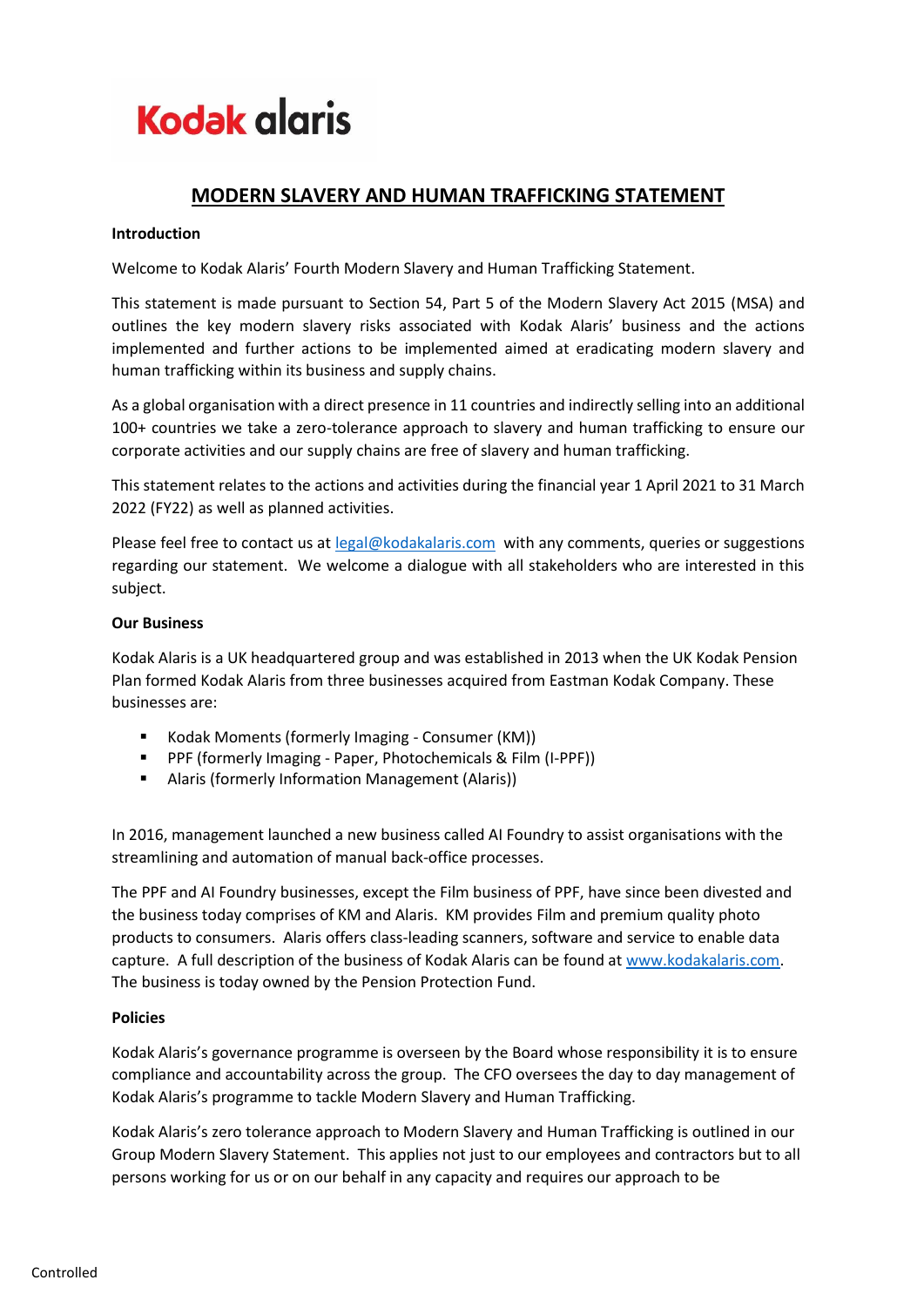Kodak alaris

# MODERN SLAVERY AND HUMAN TRAFFICKING STATEMENT

**Introduction**

Welcome to Kodak Alaris' Fourth Modern Slavery and Human Trafficking Statement.

This statement is made pursuant to Section 54, Part 5 of the Modern Slavery Act 2015 (MSA) and outlines the key modern slavery risks associated with Kodak Alaris' business and the actions implemented and further actions to be implemented aimed at eradicating modern slavery and human trafficking within its business and supply chains.

As a global organisation with a direct presence in 11 countries and indirectly selling into an additional 100+ countries we take a zero-tolerance approach to slavery and human trafficking to ensure our corporate activities and our supply chains are free of slavery and human trafficking.

This statement relates to the actions and activities during the financial year 1 April 2021 to 31 March 2022 (FY22) as well as planned activities.

Please feel free to contact us at legal@kodakalaris.com with any comments, queries or suggestions regarding our statement. We welcome a dialogue with all stakeholders who are interested in this subject.

**Our Business**

Kodak Alaris is a UK headquartered group and was established in 2013 when the UK Kodak Pension Plan formed Kodak Alaris from three businesses acquired from Eastman Kodak Company. These businesses are:

- Kodak Moments (formerly Imaging - Consumer (KM))
- PPF (formerly Imaging - Paper, Photochemicals & Film (I-PPF))
- Alaris (formerly Information Management (Alaris))

In 2016, management launched a new business called AI Foundry to assist organisations with the streamlining and automation of manual back-office processes.

The PPF and AI Foundry businesses, except the Film business of PPF, have since been divested and the business today comprises of KM and Alaris. KM provides Film and premium quality photo products to consumers. Alaris offers class-leading scanners, software and service to enable data capture. A full description of the business of Kodak Alaris can be found at www.kodakalaris.com. The business is today owned by the Pension Protection Fund.

**Policies**

Kodak Alaris's governance programme is overseen by the Board whose responsibility it is to ensure compliance and accountability across the group. The CFO oversees the day to day management of Kodak Alaris's programme to tackle Modern Slavery and Human Trafficking.

Kodak Alaris's zero tolerance approach to Modern Slavery and Human Trafficking is outlined in our Group Modern Slavery Statement. This applies not just to our employees and contractors but to all persons working for us or on our behalf in any capacity and requires our approach to be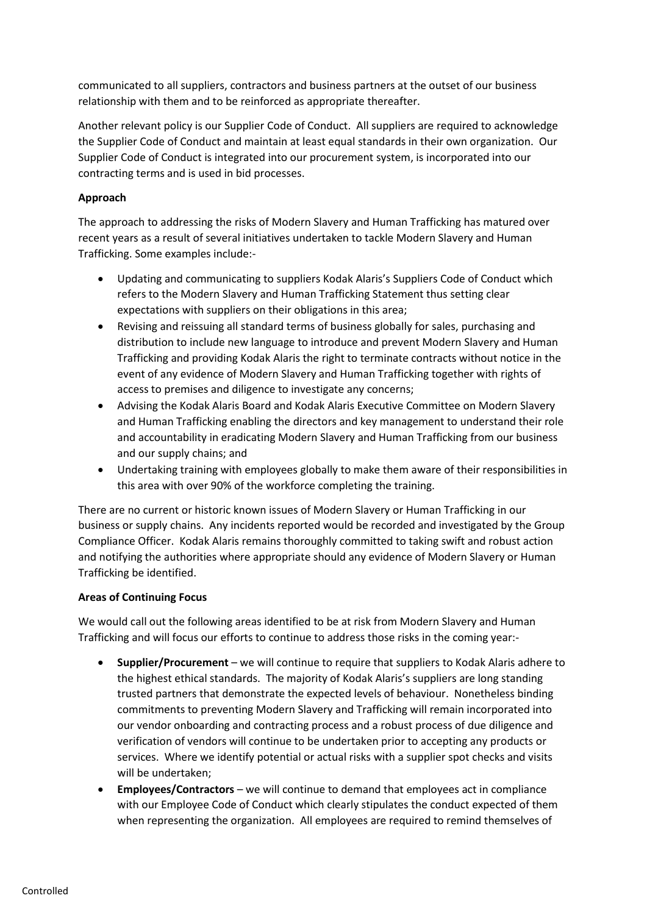communicated to all suppliers, contractors and business partners at the outset of our business relationship with them and to be reinforced as appropriate thereafter.

Another relevant policy is our Supplier Code of Conduct. All suppliers are required to acknowledge the Supplier Code of Conduct and maintain at least equal standards in their own organization. Our Supplier Code of Conduct is integrated into our procurement system, is incorporated into our contracting terms and is used in bid processes.

**Approach**

The approach to addressing the risks of Modern Slavery and Human Trafficking has matured over recent years as a result of several initiatives undertaken to tackle Modern Slavery and Human Trafficking. Some examples include:-

- Updating and communicating to suppliers Kodak Alaris's Suppliers Code of Conduct which refers to the Modern Slavery and Human Trafficking Statement thus setting clear expectations with suppliers on their obligations in this area;
- Revising and reissuing all standard terms of business globally for sales, purchasing and distribution to include new language to introduce and prevent Modern Slavery and Human Trafficking and providing Kodak Alaris the right to terminate contracts without notice in the event of any evidence of Modern Slavery and Human Trafficking together with rights of access to premises and diligence to investigate any concerns;
- Advising the Kodak Alaris Board and Kodak Alaris Executive Committee on Modern Slavery and Human Trafficking enabling the directors and key management to understand their role and accountability in eradicating Modern Slavery and Human Trafficking from our business and our supply chains; and
- Undertaking training with employees globally to make them aware of their responsibilities in this area with over 90% of the workforce completing the training.

There are no current or historic known issues of Modern Slavery or Human Trafficking in our business or supply chains. Any incidents reported would be recorded and investigated by the Group Compliance Officer. Kodak Alaris remains thoroughly committed to taking swift and robust action and notifying the authorities where appropriate should any evidence of Modern Slavery or Human Trafficking be identified.

**Areas of Continuing Focus**

We would call out the following areas identified to be at risk from Modern Slavery and Human Trafficking and will focus our efforts to continue to address those risks in the coming year:-

- **Supplier/Procurement** – we will continue to require that suppliers to Kodak Alaris adhere to the highest ethical standards. The majority of Kodak Alaris's suppliers are long standing trusted partners that demonstrate the expected levels of behaviour. Nonetheless binding commitments to preventing Modern Slavery and Trafficking will remain incorporated into our vendor onboarding and contracting process and a robust process of due diligence and verification of vendors will continue to be undertaken prior to accepting any products or services. Where we identify potential or actual risks with a supplier spot checks and visits will be undertaken;
- **Employees/Contractors** – we will continue to demand that employees act in compliance with our Employee Code of Conduct which clearly stipulates the conduct expected of them when representing the organization. All employees are required to remind themselves of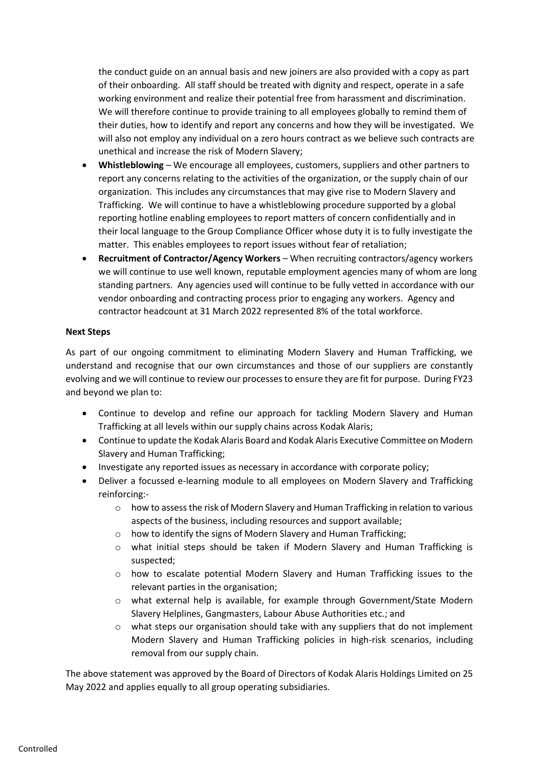the conduct guide on an annual basis and new joiners are also provided with a copy as part of their onboarding. All staff should be treated with dignity and respect, operate in a safe working environment and realize their potential free from harassment and discrimination. We will therefore continue to provide training to all employees globally to remind them of their duties, how to identify and report any concerns and how they will be investigated. We will also not employ any individual on a zero hours contract as we believe such contracts are unethical and increase the risk of Modern Slavery;

- **Whistleblowing** – We encourage all employees, customers, suppliers and other partners to report any concerns relating to the activities of the organization, or the supply chain of our organization. This includes any circumstances that may give rise to Modern Slavery and Trafficking. We will continue to have a whistleblowing procedure supported by a global reporting hotline enabling employees to report matters of concern confidentially and in their local language to the Group Compliance Officer whose duty it is to fully investigate the matter. This enables employees to report issues without fear of retaliation;
- **Recruitment of Contractor/Agency Workers** – When recruiting contractors/agency workers we will continue to use well known, reputable employment agencies many of whom are long standing partners. Any agencies used will continue to be fully vetted in accordance with our vendor onboarding and contracting process prior to engaging any workers. Agency and contractor headcount at 31 March 2022 represented 8% of the total workforce.

**Next Steps**

As part of our ongoing commitment to eliminating Modern Slavery and Human Trafficking, we understand and recognise that our own circumstances and those of our suppliers are constantly evolving and we will continue to review our processes to ensure they are fit for purpose. During FY23 and beyond we plan to:

- Continue to develop and refine our approach for tackling Modern Slavery and Human Trafficking at all levels within our supply chains across Kodak Alaris;
- Continue to update the Kodak Alaris Board and Kodak Alaris Executive Committee on Modern Slavery and Human Trafficking;
- Investigate any reported issues as necessary in accordance with corporate policy;
- Deliver a focussed e-learning module to all employees on Modern Slavery and Trafficking reinforcing:-
    - how to assess the risk of Modern Slavery and Human Trafficking in relation to various aspects of the business, including resources and support available;
    - how to identify the signs of Modern Slavery and Human Trafficking;
    - what initial steps should be taken if Modern Slavery and Human Trafficking is suspected;
    - how to escalate potential Modern Slavery and Human Trafficking issues to the relevant parties in the organisation;
    - what external help is available, for example through Government/State Modern Slavery Helplines, Gangmasters, Labour Abuse Authorities etc.; and
    - what steps our organisation should take with any suppliers that do not implement Modern Slavery and Human Trafficking policies in high-risk scenarios, including removal from our supply chain.

The above statement was approved by the Board of Directors of Kodak Alaris Holdings Limited on 25 May 2022 and applies equally to all group operating subsidiaries.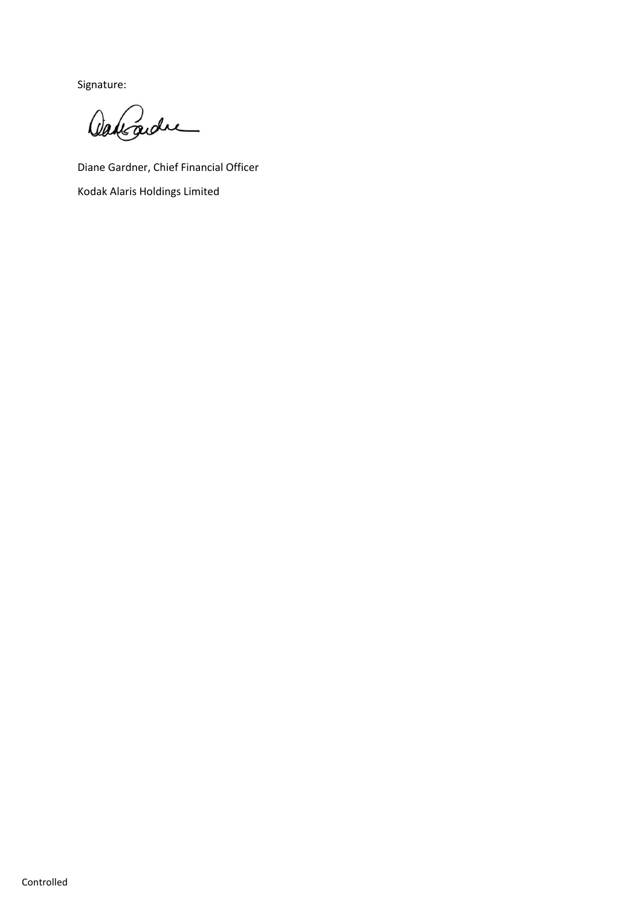Signature:

Diane Gardner, Chief Financial Officer

Kodak Alaris Holdings Limited

Controlled